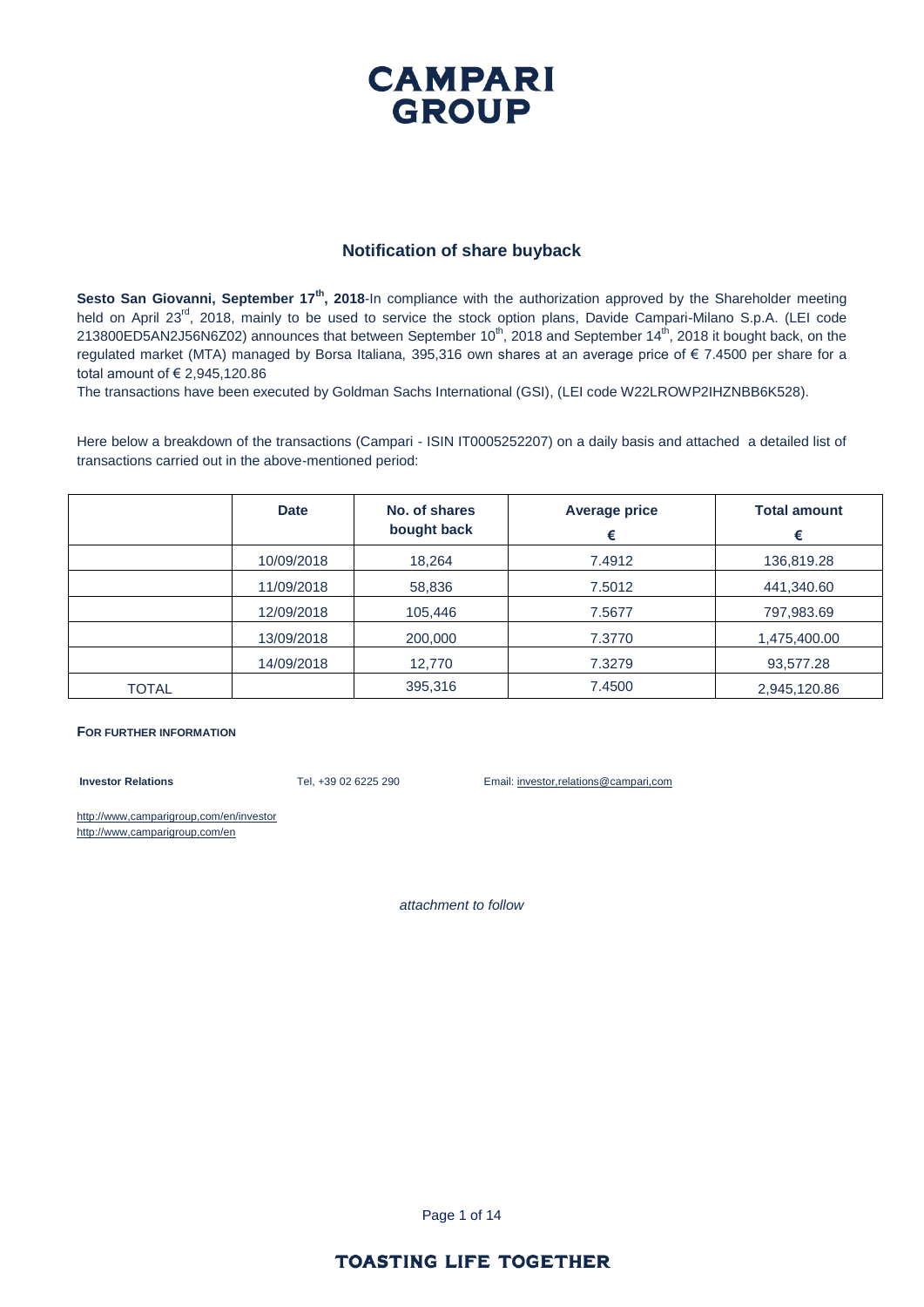# CAMPARI GROUP

## Notification of share buyback

**Sesto San Giovanni, September 17th, 2018**-In compliance with the authorization approved by the Shareholder meeting held on April 23rd, 2018, mainly to be used to service the stock option plans, Davide Campari-Milano S.p.A. (LEI code 213800ED5AN2J56N6Z02) announces that between September 10th, 2018 and September 14th, 2018 it bought back, on the regulated market (MTA) managed by Borsa Italiana, 395,316 own shares at an average price of € 7.4500 per share for a total amount of € 2,945,120.86

The transactions have been executed by Goldman Sachs International (GSI), (LEI code W22LROWP2IHZNBB6K528).

Here below a breakdown of the transactions (Campari - ISIN IT0005252207) on a daily basis and attached a detailed list of transactions carried out in the above-mentioned period:

| | Date | No. of shares bought back | Average price € | Total amount € |
|---|---|---|---|---|
| | 10/09/2018 | 18,264 | 7.4912 | 136,819.28 |
| | 11/09/2018 | 58,836 | 7.5012 | 441,340.60 |
| | 12/09/2018 | 105,446 | 7.5677 | 797,983.69 |
| | 13/09/2018 | 200,000 | 7.3770 | 1,475,400.00 |
| | 14/09/2018 | 12,770 | 7.3279 | 93,577.28 |
| TOTAL | | 395,316 | 7.4500 | 2,945,120.86 |

**FOR FURTHER INFORMATION**

**Investor Relations** Tel, +39 02 6225 290 Email: investor,relations@campari,com

http://www,camparigroup,com/en/investor
http://www,camparigroup,com/en

*attachment to follow*

**TOASTING LIFE TOGETHER**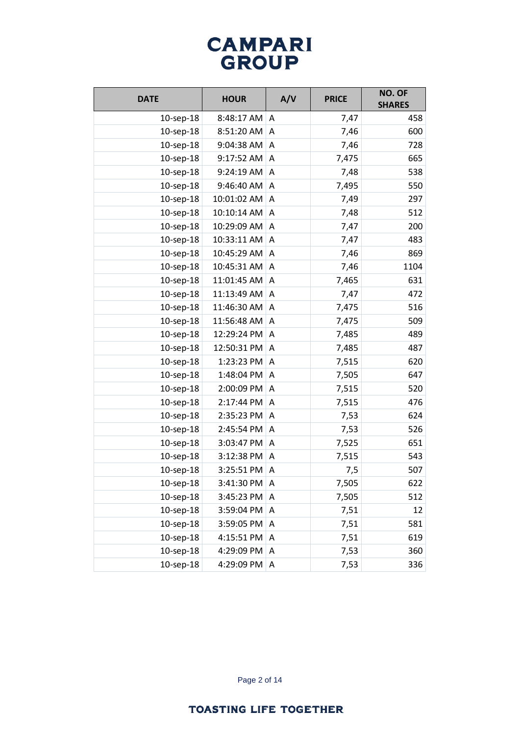# CAMPARI GROUP

| DATE | HOUR | A/V | PRICE | NO. OF SHARES |
|---|---|---|---|---|
| 10-sep-18 | 8:48:17 AM | A | 7,47 | 458 |
| 10-sep-18 | 8:51:20 AM | A | 7,46 | 600 |
| 10-sep-18 | 9:04:38 AM | A | 7,46 | 728 |
| 10-sep-18 | 9:17:52 AM | A | 7,475 | 665 |
| 10-sep-18 | 9:24:19 AM | A | 7,48 | 538 |
| 10-sep-18 | 9:46:40 AM | A | 7,495 | 550 |
| 10-sep-18 | 10:01:02 AM | A | 7,49 | 297 |
| 10-sep-18 | 10:10:14 AM | A | 7,48 | 512 |
| 10-sep-18 | 10:29:09 AM | A | 7,47 | 200 |
| 10-sep-18 | 10:33:11 AM | A | 7,47 | 483 |
| 10-sep-18 | 10:45:29 AM | A | 7,46 | 869 |
| 10-sep-18 | 10:45:31 AM | A | 7,46 | 1104 |
| 10-sep-18 | 11:01:45 AM | A | 7,465 | 631 |
| 10-sep-18 | 11:13:49 AM | A | 7,47 | 472 |
| 10-sep-18 | 11:46:30 AM | A | 7,475 | 516 |
| 10-sep-18 | 11:56:48 AM | A | 7,475 | 509 |
| 10-sep-18 | 12:29:24 PM | A | 7,485 | 489 |
| 10-sep-18 | 12:50:31 PM | A | 7,485 | 487 |
| 10-sep-18 | 1:23:23 PM | A | 7,515 | 620 |
| 10-sep-18 | 1:48:04 PM | A | 7,505 | 647 |
| 10-sep-18 | 2:00:09 PM | A | 7,515 | 520 |
| 10-sep-18 | 2:17:44 PM | A | 7,515 | 476 |
| 10-sep-18 | 2:35:23 PM | A | 7,53 | 624 |
| 10-sep-18 | 2:45:54 PM | A | 7,53 | 526 |
| 10-sep-18 | 3:03:47 PM | A | 7,525 | 651 |
| 10-sep-18 | 3:12:38 PM | A | 7,515 | 543 |
| 10-sep-18 | 3:25:51 PM | A | 7,5 | 507 |
| 10-sep-18 | 3:41:30 PM | A | 7,505 | 622 |
| 10-sep-18 | 3:45:23 PM | A | 7,505 | 512 |
| 10-sep-18 | 3:59:04 PM | A | 7,51 | 12 |
| 10-sep-18 | 3:59:05 PM | A | 7,51 | 581 |
| 10-sep-18 | 4:15:51 PM | A | 7,51 | 619 |
| 10-sep-18 | 4:29:09 PM | A | 7,53 | 360 |
| 10-sep-18 | 4:29:09 PM | A | 7,53 | 336 |

TOASTING LIFE TOGETHER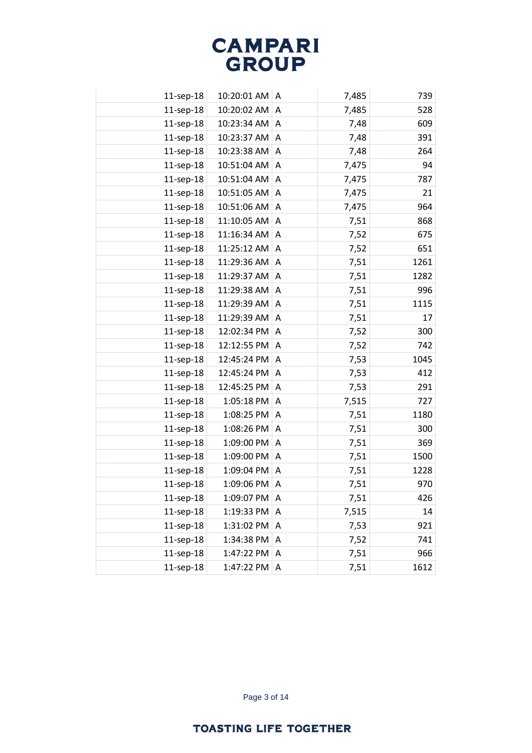| | | | | |
|---|---|---|---|---|
| 11-sep-18 | 10:20:01 AM | A | 7,485 | 739 |
| 11-sep-18 | 10:20:02 AM | A | 7,485 | 528 |
| 11-sep-18 | 10:23:34 AM | A | 7,48 | 609 |
| 11-sep-18 | 10:23:37 AM | A | 7,48 | 391 |
| 11-sep-18 | 10:23:38 AM | A | 7,48 | 264 |
| 11-sep-18 | 10:51:04 AM | A | 7,475 | 94 |
| 11-sep-18 | 10:51:04 AM | A | 7,475 | 787 |
| 11-sep-18 | 10:51:05 AM | A | 7,475 | 21 |
| 11-sep-18 | 10:51:06 AM | A | 7,475 | 964 |
| 11-sep-18 | 11:10:05 AM | A | 7,51 | 868 |
| 11-sep-18 | 11:16:34 AM | A | 7,52 | 675 |
| 11-sep-18 | 11:25:12 AM | A | 7,52 | 651 |
| 11-sep-18 | 11:29:36 AM | A | 7,51 | 1261 |
| 11-sep-18 | 11:29:37 AM | A | 7,51 | 1282 |
| 11-sep-18 | 11:29:38 AM | A | 7,51 | 996 |
| 11-sep-18 | 11:29:39 AM | A | 7,51 | 1115 |
| 11-sep-18 | 11:29:39 AM | A | 7,51 | 17 |
| 11-sep-18 | 12:02:34 PM | A | 7,52 | 300 |
| 11-sep-18 | 12:12:55 PM | A | 7,52 | 742 |
| 11-sep-18 | 12:45:24 PM | A | 7,53 | 1045 |
| 11-sep-18 | 12:45:24 PM | A | 7,53 | 412 |
| 11-sep-18 | 12:45:25 PM | A | 7,53 | 291 |
| 11-sep-18 | 1:05:18 PM | A | 7,515 | 727 |
| 11-sep-18 | 1:08:25 PM | A | 7,51 | 1180 |
| 11-sep-18 | 1:08:26 PM | A | 7,51 | 300 |
| 11-sep-18 | 1:09:00 PM | A | 7,51 | 369 |
| 11-sep-18 | 1:09:00 PM | A | 7,51 | 1500 |
| 11-sep-18 | 1:09:04 PM | A | 7,51 | 1228 |
| 11-sep-18 | 1:09:06 PM | A | 7,51 | 970 |
| 11-sep-18 | 1:09:07 PM | A | 7,51 | 426 |
| 11-sep-18 | 1:19:33 PM | A | 7,515 | 14 |
| 11-sep-18 | 1:31:02 PM | A | 7,53 | 921 |
| 11-sep-18 | 1:34:38 PM | A | 7,52 | 741 |
| 11-sep-18 | 1:47:22 PM | A | 7,51 | 966 |
| 11-sep-18 | 1:47:22 PM | A | 7,51 | 1612 |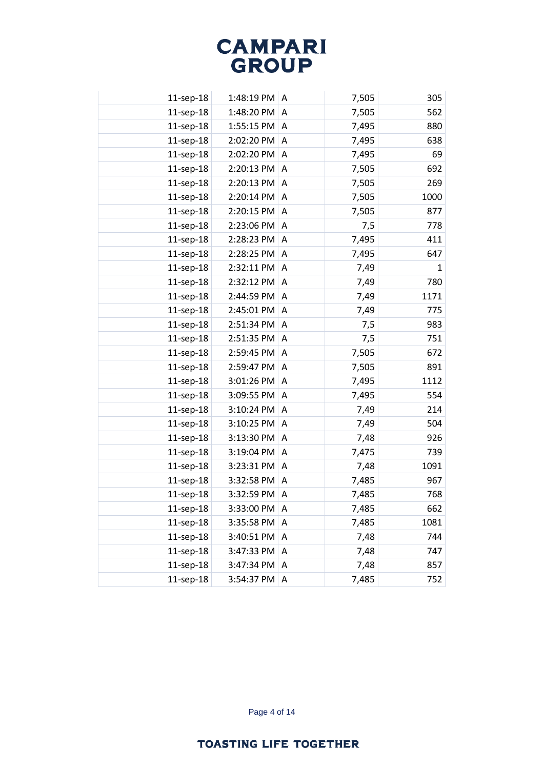| | | | | |
|---|---|---|---|---|
| 11-sep-18 | 1:48:19 PM | A | 7,505 | 305 |
| 11-sep-18 | 1:48:20 PM | A | 7,505 | 562 |
| 11-sep-18 | 1:55:15 PM | A | 7,495 | 880 |
| 11-sep-18 | 2:02:20 PM | A | 7,495 | 638 |
| 11-sep-18 | 2:02:20 PM | A | 7,495 | 69 |
| 11-sep-18 | 2:20:13 PM | A | 7,505 | 692 |
| 11-sep-18 | 2:20:13 PM | A | 7,505 | 269 |
| 11-sep-18 | 2:20:14 PM | A | 7,505 | 1000 |
| 11-sep-18 | 2:20:15 PM | A | 7,505 | 877 |
| 11-sep-18 | 2:23:06 PM | A | 7,5 | 778 |
| 11-sep-18 | 2:28:23 PM | A | 7,495 | 411 |
| 11-sep-18 | 2:28:25 PM | A | 7,495 | 647 |
| 11-sep-18 | 2:32:11 PM | A | 7,49 | 1 |
| 11-sep-18 | 2:32:12 PM | A | 7,49 | 780 |
| 11-sep-18 | 2:44:59 PM | A | 7,49 | 1171 |
| 11-sep-18 | 2:45:01 PM | A | 7,49 | 775 |
| 11-sep-18 | 2:51:34 PM | A | 7,5 | 983 |
| 11-sep-18 | 2:51:35 PM | A | 7,5 | 751 |
| 11-sep-18 | 2:59:45 PM | A | 7,505 | 672 |
| 11-sep-18 | 2:59:47 PM | A | 7,505 | 891 |
| 11-sep-18 | 3:01:26 PM | A | 7,495 | 1112 |
| 11-sep-18 | 3:09:55 PM | A | 7,495 | 554 |
| 11-sep-18 | 3:10:24 PM | A | 7,49 | 214 |
| 11-sep-18 | 3:10:25 PM | A | 7,49 | 504 |
| 11-sep-18 | 3:13:30 PM | A | 7,48 | 926 |
| 11-sep-18 | 3:19:04 PM | A | 7,475 | 739 |
| 11-sep-18 | 3:23:31 PM | A | 7,48 | 1091 |
| 11-sep-18 | 3:32:58 PM | A | 7,485 | 967 |
| 11-sep-18 | 3:32:59 PM | A | 7,485 | 768 |
| 11-sep-18 | 3:33:00 PM | A | 7,485 | 662 |
| 11-sep-18 | 3:35:58 PM | A | 7,485 | 1081 |
| 11-sep-18 | 3:40:51 PM | A | 7,48 | 744 |
| 11-sep-18 | 3:47:33 PM | A | 7,48 | 747 |
| 11-sep-18 | 3:47:34 PM | A | 7,48 | 857 |
| 11-sep-18 | 3:54:37 PM | A | 7,485 | 752 |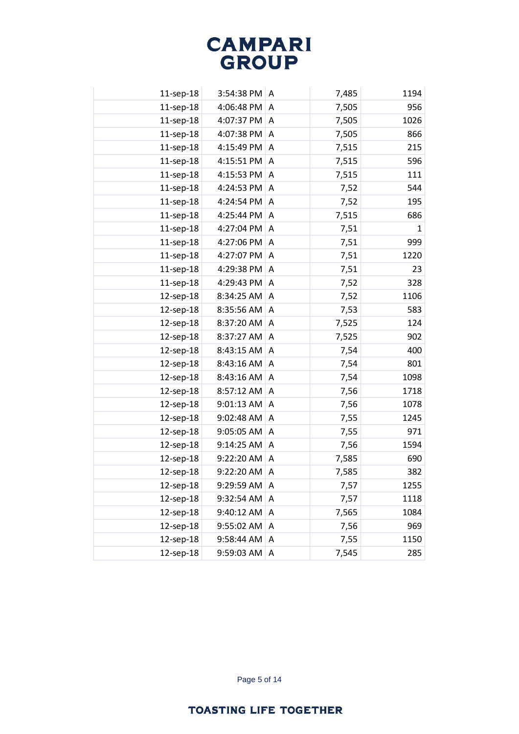| | | | | |
|---|---|---|---|---|
| 11-sep-18 | 3:54:38 PM | A | 7,485 | 1194 |
| 11-sep-18 | 4:06:48 PM | A | 7,505 | 956 |
| 11-sep-18 | 4:07:37 PM | A | 7,505 | 1026 |
| 11-sep-18 | 4:07:38 PM | A | 7,505 | 866 |
| 11-sep-18 | 4:15:49 PM | A | 7,515 | 215 |
| 11-sep-18 | 4:15:51 PM | A | 7,515 | 596 |
| 11-sep-18 | 4:15:53 PM | A | 7,515 | 111 |
| 11-sep-18 | 4:24:53 PM | A | 7,52 | 544 |
| 11-sep-18 | 4:24:54 PM | A | 7,52 | 195 |
| 11-sep-18 | 4:25:44 PM | A | 7,515 | 686 |
| 11-sep-18 | 4:27:04 PM | A | 7,51 | 1 |
| 11-sep-18 | 4:27:06 PM | A | 7,51 | 999 |
| 11-sep-18 | 4:27:07 PM | A | 7,51 | 1220 |
| 11-sep-18 | 4:29:38 PM | A | 7,51 | 23 |
| 11-sep-18 | 4:29:43 PM | A | 7,52 | 328 |
| 12-sep-18 | 8:34:25 AM | A | 7,52 | 1106 |
| 12-sep-18 | 8:35:56 AM | A | 7,53 | 583 |
| 12-sep-18 | 8:37:20 AM | A | 7,525 | 124 |
| 12-sep-18 | 8:37:27 AM | A | 7,525 | 902 |
| 12-sep-18 | 8:43:15 AM | A | 7,54 | 400 |
| 12-sep-18 | 8:43:16 AM | A | 7,54 | 801 |
| 12-sep-18 | 8:43:16 AM | A | 7,54 | 1098 |
| 12-sep-18 | 8:57:12 AM | A | 7,56 | 1718 |
| 12-sep-18 | 9:01:13 AM | A | 7,56 | 1078 |
| 12-sep-18 | 9:02:48 AM | A | 7,55 | 1245 |
| 12-sep-18 | 9:05:05 AM | A | 7,55 | 971 |
| 12-sep-18 | 9:14:25 AM | A | 7,56 | 1594 |
| 12-sep-18 | 9:22:20 AM | A | 7,585 | 690 |
| 12-sep-18 | 9:22:20 AM | A | 7,585 | 382 |
| 12-sep-18 | 9:29:59 AM | A | 7,57 | 1255 |
| 12-sep-18 | 9:32:54 AM | A | 7,57 | 1118 |
| 12-sep-18 | 9:40:12 AM | A | 7,565 | 1084 |
| 12-sep-18 | 9:55:02 AM | A | 7,56 | 969 |
| 12-sep-18 | 9:58:44 AM | A | 7,55 | 1150 |
| 12-sep-18 | 9:59:03 AM | A | 7,545 | 285 |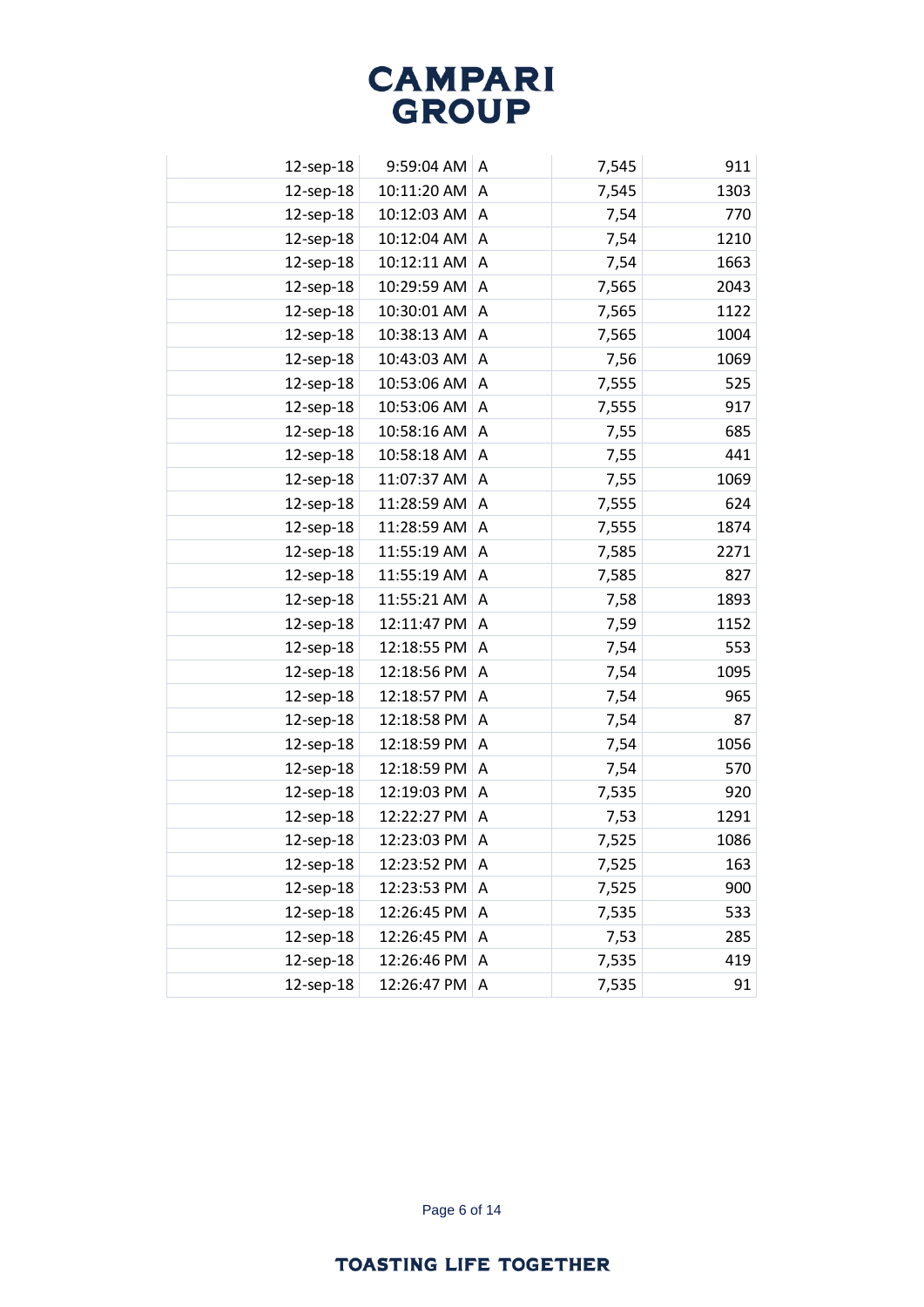| | | | | |
|---|---|---|---|---|
| 12-sep-18 | 9:59:04 AM | A | 7,545 | 911 |
| 12-sep-18 | 10:11:20 AM | A | 7,545 | 1303 |
| 12-sep-18 | 10:12:03 AM | A | 7,54 | 770 |
| 12-sep-18 | 10:12:04 AM | A | 7,54 | 1210 |
| 12-sep-18 | 10:12:11 AM | A | 7,54 | 1663 |
| 12-sep-18 | 10:29:59 AM | A | 7,565 | 2043 |
| 12-sep-18 | 10:30:01 AM | A | 7,565 | 1122 |
| 12-sep-18 | 10:38:13 AM | A | 7,565 | 1004 |
| 12-sep-18 | 10:43:03 AM | A | 7,56 | 1069 |
| 12-sep-18 | 10:53:06 AM | A | 7,555 | 525 |
| 12-sep-18 | 10:53:06 AM | A | 7,555 | 917 |
| 12-sep-18 | 10:58:16 AM | A | 7,55 | 685 |
| 12-sep-18 | 10:58:18 AM | A | 7,55 | 441 |
| 12-sep-18 | 11:07:37 AM | A | 7,55 | 1069 |
| 12-sep-18 | 11:28:59 AM | A | 7,555 | 624 |
| 12-sep-18 | 11:28:59 AM | A | 7,555 | 1874 |
| 12-sep-18 | 11:55:19 AM | A | 7,585 | 2271 |
| 12-sep-18 | 11:55:19 AM | A | 7,585 | 827 |
| 12-sep-18 | 11:55:21 AM | A | 7,58 | 1893 |
| 12-sep-18 | 12:11:47 PM | A | 7,59 | 1152 |
| 12-sep-18 | 12:18:55 PM | A | 7,54 | 553 |
| 12-sep-18 | 12:18:56 PM | A | 7,54 | 1095 |
| 12-sep-18 | 12:18:57 PM | A | 7,54 | 965 |
| 12-sep-18 | 12:18:58 PM | A | 7,54 | 87 |
| 12-sep-18 | 12:18:59 PM | A | 7,54 | 1056 |
| 12-sep-18 | 12:18:59 PM | A | 7,54 | 570 |
| 12-sep-18 | 12:19:03 PM | A | 7,535 | 920 |
| 12-sep-18 | 12:22:27 PM | A | 7,53 | 1291 |
| 12-sep-18 | 12:23:03 PM | A | 7,525 | 1086 |
| 12-sep-18 | 12:23:52 PM | A | 7,525 | 163 |
| 12-sep-18 | 12:23:53 PM | A | 7,525 | 900 |
| 12-sep-18 | 12:26:45 PM | A | 7,535 | 533 |
| 12-sep-18 | 12:26:45 PM | A | 7,53 | 285 |
| 12-sep-18 | 12:26:46 PM | A | 7,535 | 419 |
| 12-sep-18 | 12:26:47 PM | A | 7,535 | 91 |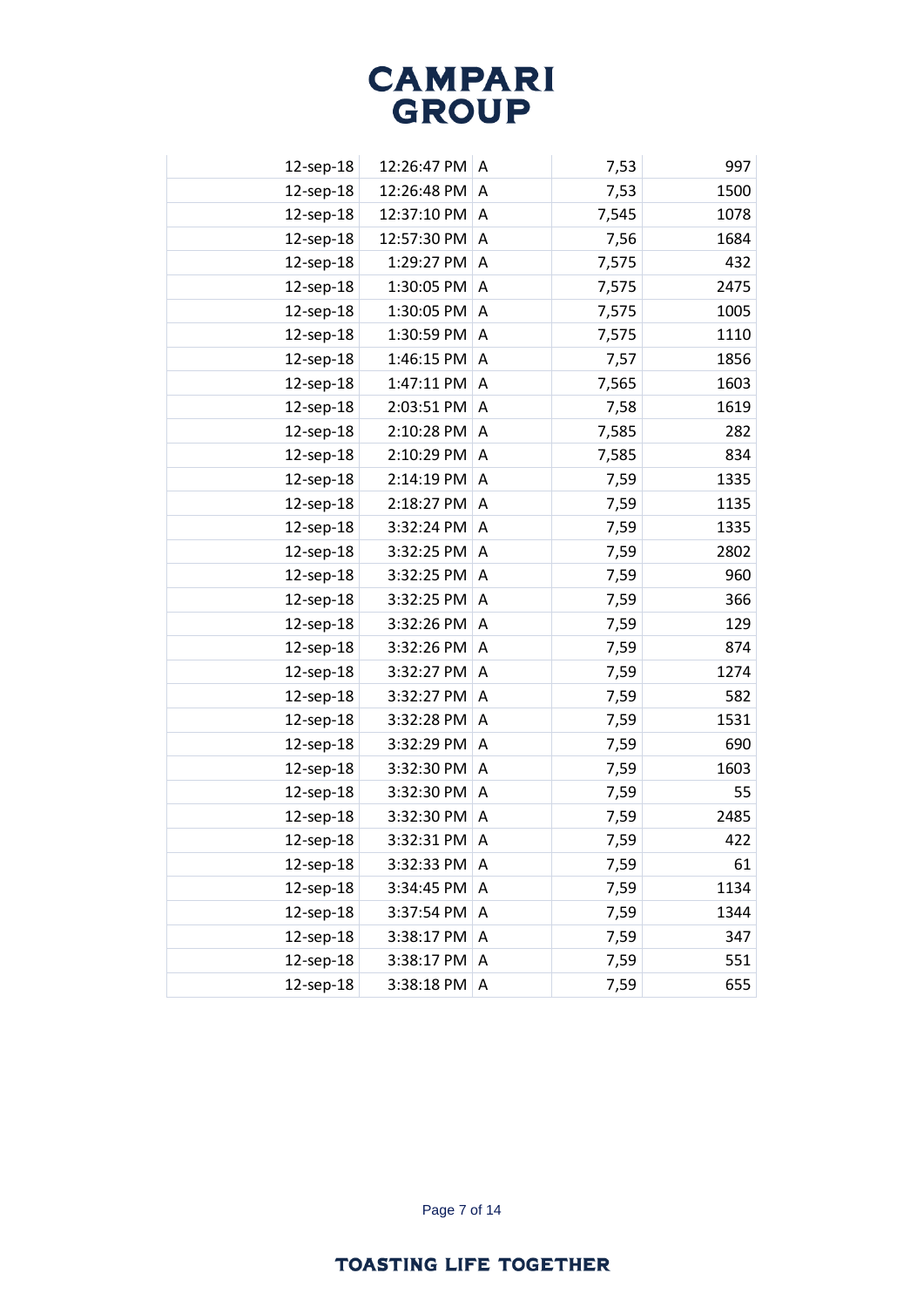| | | | | |
|---|---|---|---|---|
| 12-sep-18 | 12:26:47 PM | A | 7,53 | 997 |
| 12-sep-18 | 12:26:48 PM | A | 7,53 | 1500 |
| 12-sep-18 | 12:37:10 PM | A | 7,545 | 1078 |
| 12-sep-18 | 12:57:30 PM | A | 7,56 | 1684 |
| 12-sep-18 | 1:29:27 PM | A | 7,575 | 432 |
| 12-sep-18 | 1:30:05 PM | A | 7,575 | 2475 |
| 12-sep-18 | 1:30:05 PM | A | 7,575 | 1005 |
| 12-sep-18 | 1:30:59 PM | A | 7,575 | 1110 |
| 12-sep-18 | 1:46:15 PM | A | 7,57 | 1856 |
| 12-sep-18 | 1:47:11 PM | A | 7,565 | 1603 |
| 12-sep-18 | 2:03:51 PM | A | 7,58 | 1619 |
| 12-sep-18 | 2:10:28 PM | A | 7,585 | 282 |
| 12-sep-18 | 2:10:29 PM | A | 7,585 | 834 |
| 12-sep-18 | 2:14:19 PM | A | 7,59 | 1335 |
| 12-sep-18 | 2:18:27 PM | A | 7,59 | 1135 |
| 12-sep-18 | 3:32:24 PM | A | 7,59 | 1335 |
| 12-sep-18 | 3:32:25 PM | A | 7,59 | 2802 |
| 12-sep-18 | 3:32:25 PM | A | 7,59 | 960 |
| 12-sep-18 | 3:32:25 PM | A | 7,59 | 366 |
| 12-sep-18 | 3:32:26 PM | A | 7,59 | 129 |
| 12-sep-18 | 3:32:26 PM | A | 7,59 | 874 |
| 12-sep-18 | 3:32:27 PM | A | 7,59 | 1274 |
| 12-sep-18 | 3:32:27 PM | A | 7,59 | 582 |
| 12-sep-18 | 3:32:28 PM | A | 7,59 | 1531 |
| 12-sep-18 | 3:32:29 PM | A | 7,59 | 690 |
| 12-sep-18 | 3:32:30 PM | A | 7,59 | 1603 |
| 12-sep-18 | 3:32:30 PM | A | 7,59 | 55 |
| 12-sep-18 | 3:32:30 PM | A | 7,59 | 2485 |
| 12-sep-18 | 3:32:31 PM | A | 7,59 | 422 |
| 12-sep-18 | 3:32:33 PM | A | 7,59 | 61 |
| 12-sep-18 | 3:34:45 PM | A | 7,59 | 1134 |
| 12-sep-18 | 3:37:54 PM | A | 7,59 | 1344 |
| 12-sep-18 | 3:38:17 PM | A | 7,59 | 347 |
| 12-sep-18 | 3:38:17 PM | A | 7,59 | 551 |
| 12-sep-18 | 3:38:18 PM | A | 7,59 | 655 |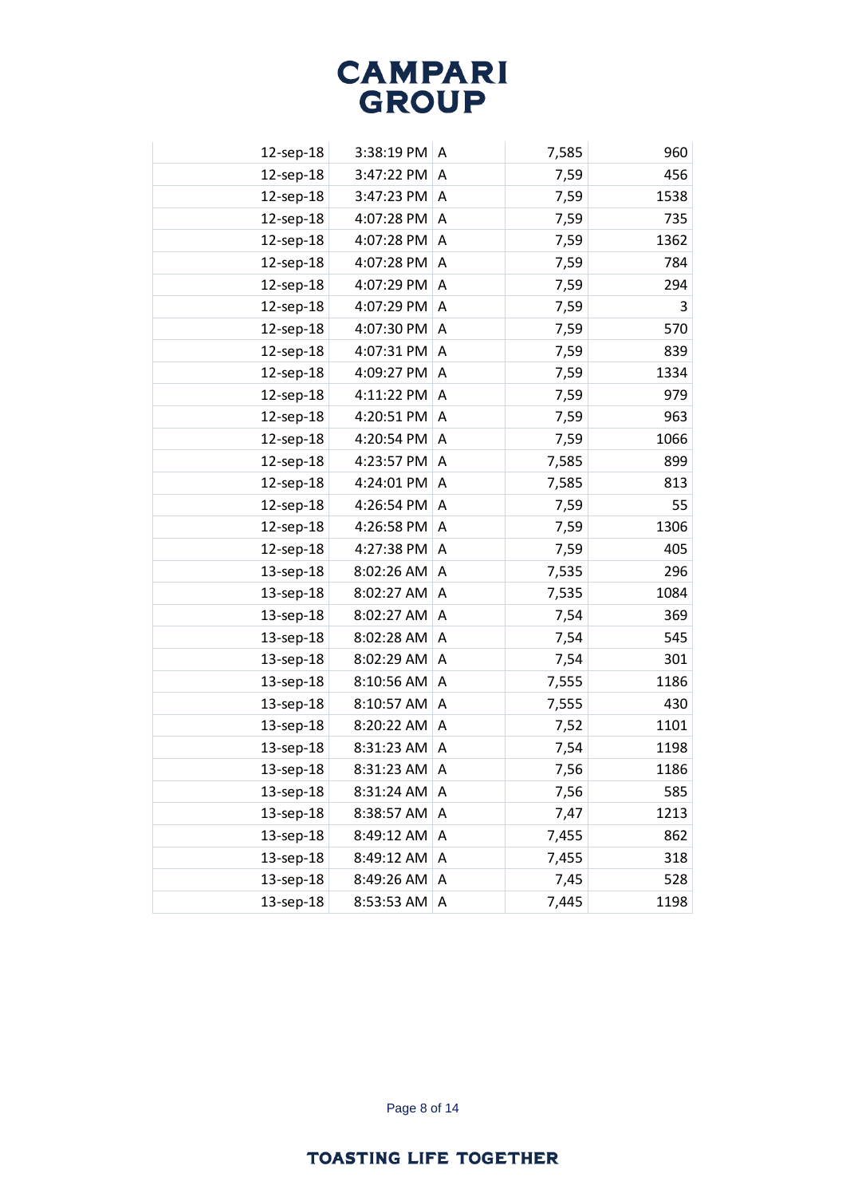| | | | | |
|---|---|---|---|---|
| 12-sep-18 | 3:38:19 PM | A | 7,585 | 960 |
| 12-sep-18 | 3:47:22 PM | A | 7,59 | 456 |
| 12-sep-18 | 3:47:23 PM | A | 7,59 | 1538 |
| 12-sep-18 | 4:07:28 PM | A | 7,59 | 735 |
| 12-sep-18 | 4:07:28 PM | A | 7,59 | 1362 |
| 12-sep-18 | 4:07:28 PM | A | 7,59 | 784 |
| 12-sep-18 | 4:07:29 PM | A | 7,59 | 294 |
| 12-sep-18 | 4:07:29 PM | A | 7,59 | 3 |
| 12-sep-18 | 4:07:30 PM | A | 7,59 | 570 |
| 12-sep-18 | 4:07:31 PM | A | 7,59 | 839 |
| 12-sep-18 | 4:09:27 PM | A | 7,59 | 1334 |
| 12-sep-18 | 4:11:22 PM | A | 7,59 | 979 |
| 12-sep-18 | 4:20:51 PM | A | 7,59 | 963 |
| 12-sep-18 | 4:20:54 PM | A | 7,59 | 1066 |
| 12-sep-18 | 4:23:57 PM | A | 7,585 | 899 |
| 12-sep-18 | 4:24:01 PM | A | 7,585 | 813 |
| 12-sep-18 | 4:26:54 PM | A | 7,59 | 55 |
| 12-sep-18 | 4:26:58 PM | A | 7,59 | 1306 |
| 12-sep-18 | 4:27:38 PM | A | 7,59 | 405 |
| 13-sep-18 | 8:02:26 AM | A | 7,535 | 296 |
| 13-sep-18 | 8:02:27 AM | A | 7,535 | 1084 |
| 13-sep-18 | 8:02:27 AM | A | 7,54 | 369 |
| 13-sep-18 | 8:02:28 AM | A | 7,54 | 545 |
| 13-sep-18 | 8:02:29 AM | A | 7,54 | 301 |
| 13-sep-18 | 8:10:56 AM | A | 7,555 | 1186 |
| 13-sep-18 | 8:10:57 AM | A | 7,555 | 430 |
| 13-sep-18 | 8:20:22 AM | A | 7,52 | 1101 |
| 13-sep-18 | 8:31:23 AM | A | 7,54 | 1198 |
| 13-sep-18 | 8:31:23 AM | A | 7,56 | 1186 |
| 13-sep-18 | 8:31:24 AM | A | 7,56 | 585 |
| 13-sep-18 | 8:38:57 AM | A | 7,47 | 1213 |
| 13-sep-18 | 8:49:12 AM | A | 7,455 | 862 |
| 13-sep-18 | 8:49:12 AM | A | 7,455 | 318 |
| 13-sep-18 | 8:49:26 AM | A | 7,45 | 528 |
| 13-sep-18 | 8:53:53 AM | A | 7,445 | 1198 |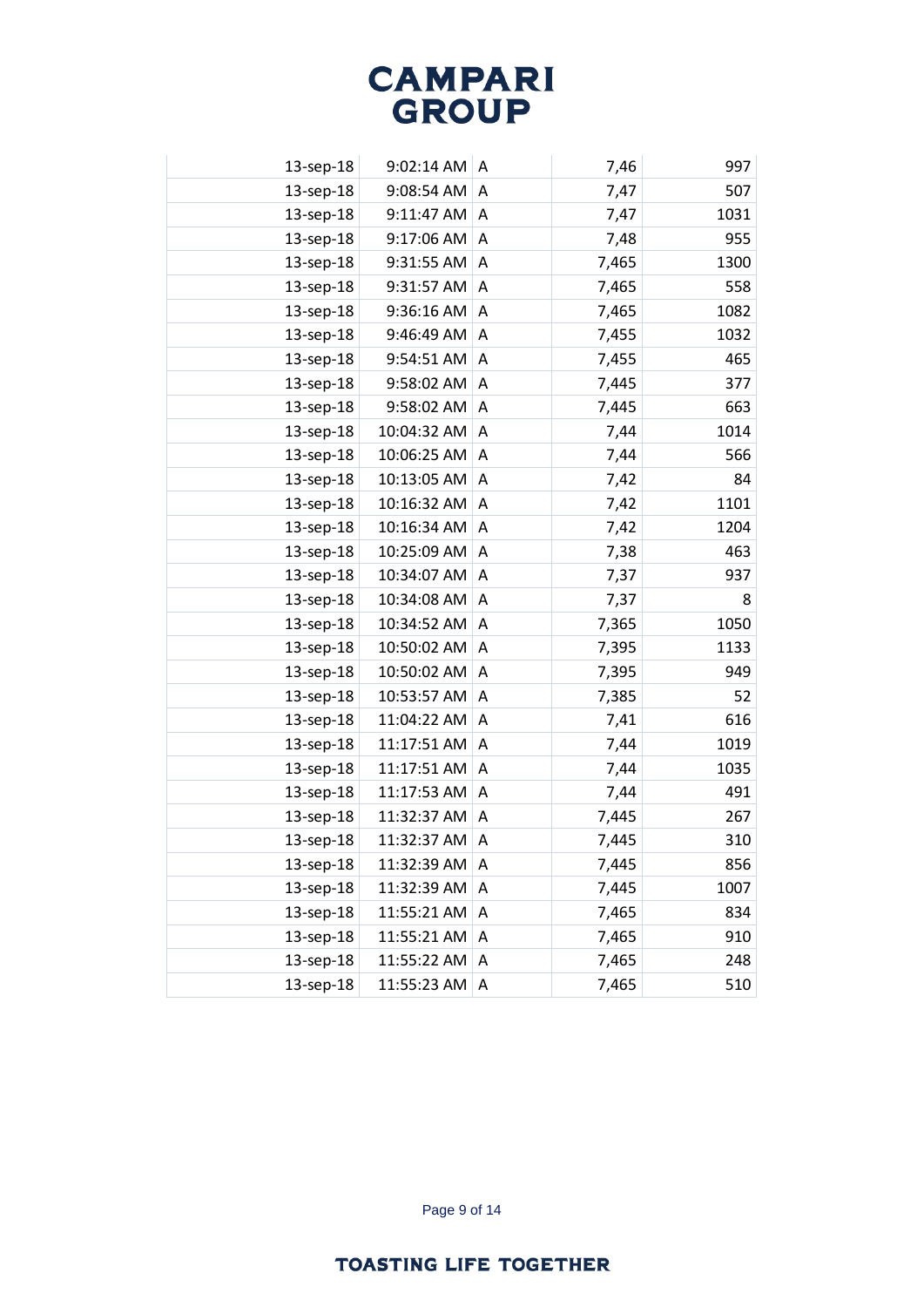| | | | | |
|---|---|---|---|---|
| 13-sep-18 | 9:02:14 AM | A | 7,46 | 997 |
| 13-sep-18 | 9:08:54 AM | A | 7,47 | 507 |
| 13-sep-18 | 9:11:47 AM | A | 7,47 | 1031 |
| 13-sep-18 | 9:17:06 AM | A | 7,48 | 955 |
| 13-sep-18 | 9:31:55 AM | A | 7,465 | 1300 |
| 13-sep-18 | 9:31:57 AM | A | 7,465 | 558 |
| 13-sep-18 | 9:36:16 AM | A | 7,465 | 1082 |
| 13-sep-18 | 9:46:49 AM | A | 7,455 | 1032 |
| 13-sep-18 | 9:54:51 AM | A | 7,455 | 465 |
| 13-sep-18 | 9:58:02 AM | A | 7,445 | 377 |
| 13-sep-18 | 9:58:02 AM | A | 7,445 | 663 |
| 13-sep-18 | 10:04:32 AM | A | 7,44 | 1014 |
| 13-sep-18 | 10:06:25 AM | A | 7,44 | 566 |
| 13-sep-18 | 10:13:05 AM | A | 7,42 | 84 |
| 13-sep-18 | 10:16:32 AM | A | 7,42 | 1101 |
| 13-sep-18 | 10:16:34 AM | A | 7,42 | 1204 |
| 13-sep-18 | 10:25:09 AM | A | 7,38 | 463 |
| 13-sep-18 | 10:34:07 AM | A | 7,37 | 937 |
| 13-sep-18 | 10:34:08 AM | A | 7,37 | 8 |
| 13-sep-18 | 10:34:52 AM | A | 7,365 | 1050 |
| 13-sep-18 | 10:50:02 AM | A | 7,395 | 1133 |
| 13-sep-18 | 10:50:02 AM | A | 7,395 | 949 |
| 13-sep-18 | 10:53:57 AM | A | 7,385 | 52 |
| 13-sep-18 | 11:04:22 AM | A | 7,41 | 616 |
| 13-sep-18 | 11:17:51 AM | A | 7,44 | 1019 |
| 13-sep-18 | 11:17:51 AM | A | 7,44 | 1035 |
| 13-sep-18 | 11:17:53 AM | A | 7,44 | 491 |
| 13-sep-18 | 11:32:37 AM | A | 7,445 | 267 |
| 13-sep-18 | 11:32:37 AM | A | 7,445 | 310 |
| 13-sep-18 | 11:32:39 AM | A | 7,445 | 856 |
| 13-sep-18 | 11:32:39 AM | A | 7,445 | 1007 |
| 13-sep-18 | 11:55:21 AM | A | 7,465 | 834 |
| 13-sep-18 | 11:55:21 AM | A | 7,465 | 910 |
| 13-sep-18 | 11:55:22 AM | A | 7,465 | 248 |
| 13-sep-18 | 11:55:23 AM | A | 7,465 | 510 |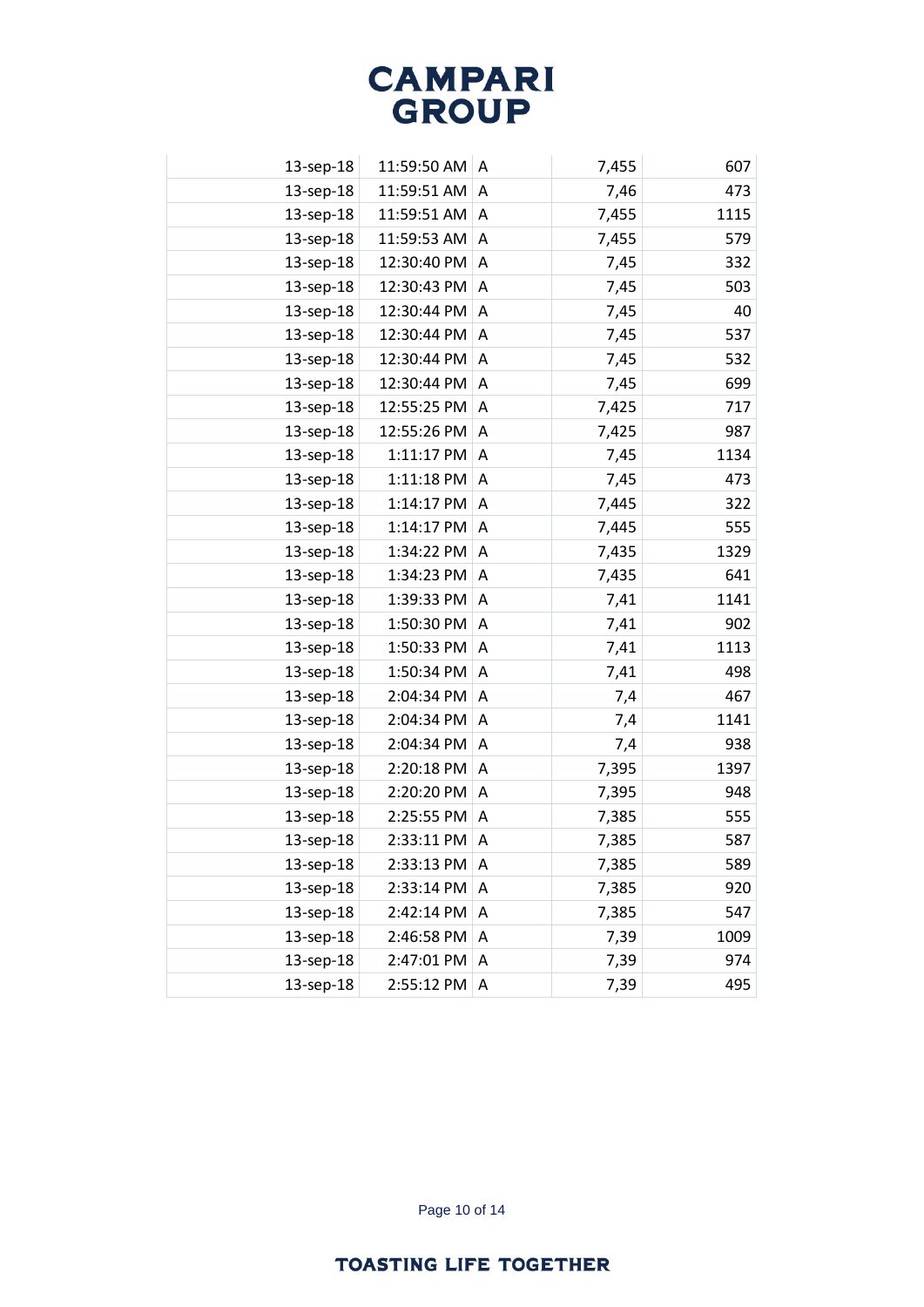| | | | | |
|---|---|---|---|---|
| 13-sep-18 | 11:59:50 AM | A | 7,455 | 607 |
| 13-sep-18 | 11:59:51 AM | A | 7,46 | 473 |
| 13-sep-18 | 11:59:51 AM | A | 7,455 | 1115 |
| 13-sep-18 | 11:59:53 AM | A | 7,455 | 579 |
| 13-sep-18 | 12:30:40 PM | A | 7,45 | 332 |
| 13-sep-18 | 12:30:43 PM | A | 7,45 | 503 |
| 13-sep-18 | 12:30:44 PM | A | 7,45 | 40 |
| 13-sep-18 | 12:30:44 PM | A | 7,45 | 537 |
| 13-sep-18 | 12:30:44 PM | A | 7,45 | 532 |
| 13-sep-18 | 12:30:44 PM | A | 7,45 | 699 |
| 13-sep-18 | 12:55:25 PM | A | 7,425 | 717 |
| 13-sep-18 | 12:55:26 PM | A | 7,425 | 987 |
| 13-sep-18 | 1:11:17 PM | A | 7,45 | 1134 |
| 13-sep-18 | 1:11:18 PM | A | 7,45 | 473 |
| 13-sep-18 | 1:14:17 PM | A | 7,445 | 322 |
| 13-sep-18 | 1:14:17 PM | A | 7,445 | 555 |
| 13-sep-18 | 1:34:22 PM | A | 7,435 | 1329 |
| 13-sep-18 | 1:34:23 PM | A | 7,435 | 641 |
| 13-sep-18 | 1:39:33 PM | A | 7,41 | 1141 |
| 13-sep-18 | 1:50:30 PM | A | 7,41 | 902 |
| 13-sep-18 | 1:50:33 PM | A | 7,41 | 1113 |
| 13-sep-18 | 1:50:34 PM | A | 7,41 | 498 |
| 13-sep-18 | 2:04:34 PM | A | 7,4 | 467 |
| 13-sep-18 | 2:04:34 PM | A | 7,4 | 1141 |
| 13-sep-18 | 2:04:34 PM | A | 7,4 | 938 |
| 13-sep-18 | 2:20:18 PM | A | 7,395 | 1397 |
| 13-sep-18 | 2:20:20 PM | A | 7,395 | 948 |
| 13-sep-18 | 2:25:55 PM | A | 7,385 | 555 |
| 13-sep-18 | 2:33:11 PM | A | 7,385 | 587 |
| 13-sep-18 | 2:33:13 PM | A | 7,385 | 589 |
| 13-sep-18 | 2:33:14 PM | A | 7,385 | 920 |
| 13-sep-18 | 2:42:14 PM | A | 7,385 | 547 |
| 13-sep-18 | 2:46:58 PM | A | 7,39 | 1009 |
| 13-sep-18 | 2:47:01 PM | A | 7,39 | 974 |
| 13-sep-18 | 2:55:12 PM | A | 7,39 | 495 |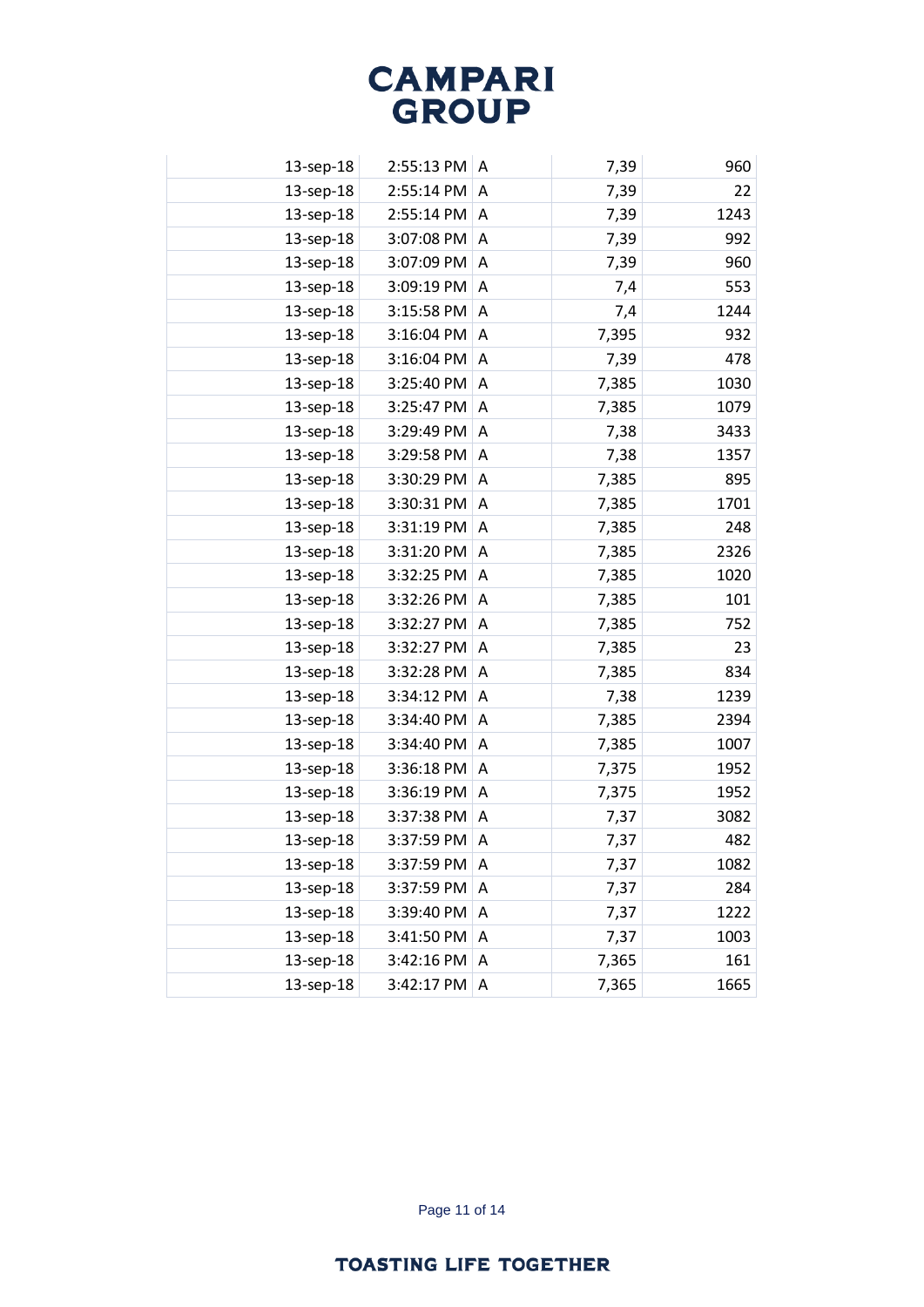| | | | | |
|---|---|---|---|---|
| 13-sep-18 | 2:55:13 PM | A | 7,39 | 960 |
| 13-sep-18 | 2:55:14 PM | A | 7,39 | 22 |
| 13-sep-18 | 2:55:14 PM | A | 7,39 | 1243 |
| 13-sep-18 | 3:07:08 PM | A | 7,39 | 992 |
| 13-sep-18 | 3:07:09 PM | A | 7,39 | 960 |
| 13-sep-18 | 3:09:19 PM | A | 7,4 | 553 |
| 13-sep-18 | 3:15:58 PM | A | 7,4 | 1244 |
| 13-sep-18 | 3:16:04 PM | A | 7,395 | 932 |
| 13-sep-18 | 3:16:04 PM | A | 7,39 | 478 |
| 13-sep-18 | 3:25:40 PM | A | 7,385 | 1030 |
| 13-sep-18 | 3:25:47 PM | A | 7,385 | 1079 |
| 13-sep-18 | 3:29:49 PM | A | 7,38 | 3433 |
| 13-sep-18 | 3:29:58 PM | A | 7,38 | 1357 |
| 13-sep-18 | 3:30:29 PM | A | 7,385 | 895 |
| 13-sep-18 | 3:30:31 PM | A | 7,385 | 1701 |
| 13-sep-18 | 3:31:19 PM | A | 7,385 | 248 |
| 13-sep-18 | 3:31:20 PM | A | 7,385 | 2326 |
| 13-sep-18 | 3:32:25 PM | A | 7,385 | 1020 |
| 13-sep-18 | 3:32:26 PM | A | 7,385 | 101 |
| 13-sep-18 | 3:32:27 PM | A | 7,385 | 752 |
| 13-sep-18 | 3:32:27 PM | A | 7,385 | 23 |
| 13-sep-18 | 3:32:28 PM | A | 7,385 | 834 |
| 13-sep-18 | 3:34:12 PM | A | 7,38 | 1239 |
| 13-sep-18 | 3:34:40 PM | A | 7,385 | 2394 |
| 13-sep-18 | 3:34:40 PM | A | 7,385 | 1007 |
| 13-sep-18 | 3:36:18 PM | A | 7,375 | 1952 |
| 13-sep-18 | 3:36:19 PM | A | 7,375 | 1952 |
| 13-sep-18 | 3:37:38 PM | A | 7,37 | 3082 |
| 13-sep-18 | 3:37:59 PM | A | 7,37 | 482 |
| 13-sep-18 | 3:37:59 PM | A | 7,37 | 1082 |
| 13-sep-18 | 3:37:59 PM | A | 7,37 | 284 |
| 13-sep-18 | 3:39:40 PM | A | 7,37 | 1222 |
| 13-sep-18 | 3:41:50 PM | A | 7,37 | 1003 |
| 13-sep-18 | 3:42:16 PM | A | 7,365 | 161 |
| 13-sep-18 | 3:42:17 PM | A | 7,365 | 1665 |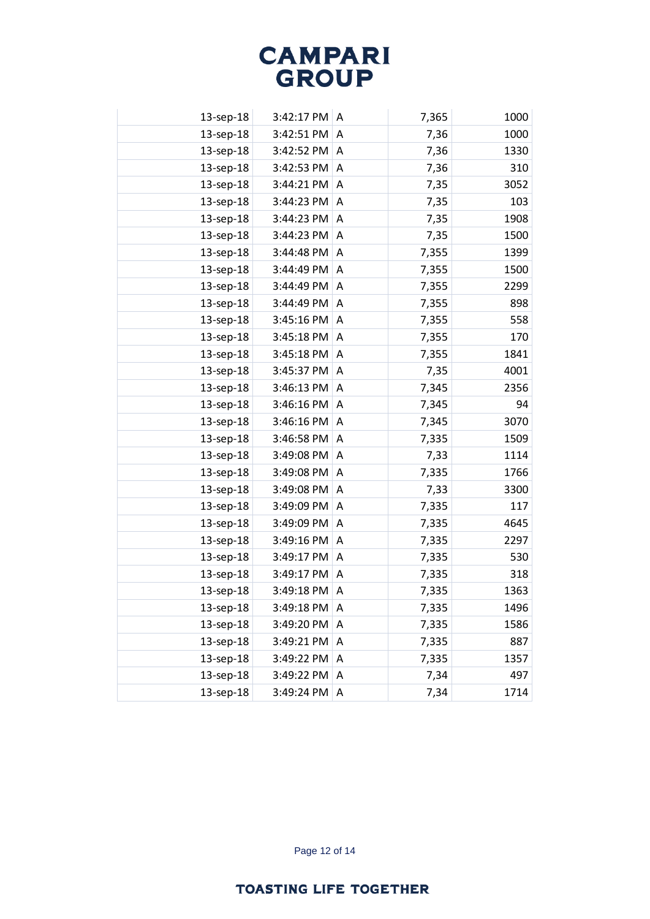| | | | | |
|---|---|---|---|---|
| 13-sep-18 | 3:42:17 PM | A | 7,365 | 1000 |
| 13-sep-18 | 3:42:51 PM | A | 7,36 | 1000 |
| 13-sep-18 | 3:42:52 PM | A | 7,36 | 1330 |
| 13-sep-18 | 3:42:53 PM | A | 7,36 | 310 |
| 13-sep-18 | 3:44:21 PM | A | 7,35 | 3052 |
| 13-sep-18 | 3:44:23 PM | A | 7,35 | 103 |
| 13-sep-18 | 3:44:23 PM | A | 7,35 | 1908 |
| 13-sep-18 | 3:44:23 PM | A | 7,35 | 1500 |
| 13-sep-18 | 3:44:48 PM | A | 7,355 | 1399 |
| 13-sep-18 | 3:44:49 PM | A | 7,355 | 1500 |
| 13-sep-18 | 3:44:49 PM | A | 7,355 | 2299 |
| 13-sep-18 | 3:44:49 PM | A | 7,355 | 898 |
| 13-sep-18 | 3:45:16 PM | A | 7,355 | 558 |
| 13-sep-18 | 3:45:18 PM | A | 7,355 | 170 |
| 13-sep-18 | 3:45:18 PM | A | 7,355 | 1841 |
| 13-sep-18 | 3:45:37 PM | A | 7,35 | 4001 |
| 13-sep-18 | 3:46:13 PM | A | 7,345 | 2356 |
| 13-sep-18 | 3:46:16 PM | A | 7,345 | 94 |
| 13-sep-18 | 3:46:16 PM | A | 7,345 | 3070 |
| 13-sep-18 | 3:46:58 PM | A | 7,335 | 1509 |
| 13-sep-18 | 3:49:08 PM | A | 7,33 | 1114 |
| 13-sep-18 | 3:49:08 PM | A | 7,335 | 1766 |
| 13-sep-18 | 3:49:08 PM | A | 7,33 | 3300 |
| 13-sep-18 | 3:49:09 PM | A | 7,335 | 117 |
| 13-sep-18 | 3:49:09 PM | A | 7,335 | 4645 |
| 13-sep-18 | 3:49:16 PM | A | 7,335 | 2297 |
| 13-sep-18 | 3:49:17 PM | A | 7,335 | 530 |
| 13-sep-18 | 3:49:17 PM | A | 7,335 | 318 |
| 13-sep-18 | 3:49:18 PM | A | 7,335 | 1363 |
| 13-sep-18 | 3:49:18 PM | A | 7,335 | 1496 |
| 13-sep-18 | 3:49:20 PM | A | 7,335 | 1586 |
| 13-sep-18 | 3:49:21 PM | A | 7,335 | 887 |
| 13-sep-18 | 3:49:22 PM | A | 7,335 | 1357 |
| 13-sep-18 | 3:49:22 PM | A | 7,34 | 497 |
| 13-sep-18 | 3:49:24 PM | A | 7,34 | 1714 |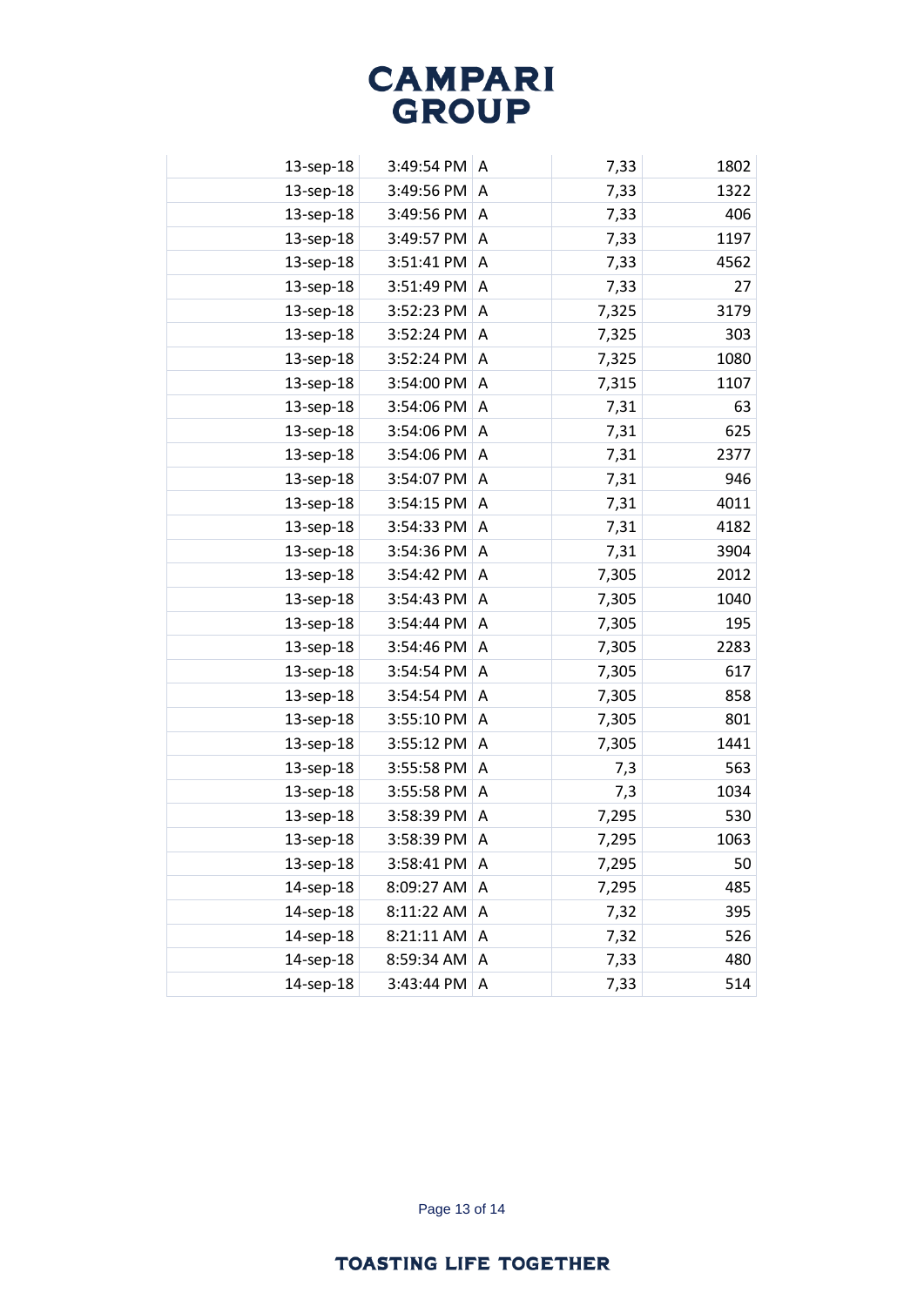|  |  |  |  |  |
|---|---|---|---|---|
| 13-sep-18 | 3:49:54 PM | A | 7,33 | 1802 |
| 13-sep-18 | 3:49:56 PM | A | 7,33 | 1322 |
| 13-sep-18 | 3:49:56 PM | A | 7,33 | 406 |
| 13-sep-18 | 3:49:57 PM | A | 7,33 | 1197 |
| 13-sep-18 | 3:51:41 PM | A | 7,33 | 4562 |
| 13-sep-18 | 3:51:49 PM | A | 7,33 | 27 |
| 13-sep-18 | 3:52:23 PM | A | 7,325 | 3179 |
| 13-sep-18 | 3:52:24 PM | A | 7,325 | 303 |
| 13-sep-18 | 3:52:24 PM | A | 7,325 | 1080 |
| 13-sep-18 | 3:54:00 PM | A | 7,315 | 1107 |
| 13-sep-18 | 3:54:06 PM | A | 7,31 | 63 |
| 13-sep-18 | 3:54:06 PM | A | 7,31 | 625 |
| 13-sep-18 | 3:54:06 PM | A | 7,31 | 2377 |
| 13-sep-18 | 3:54:07 PM | A | 7,31 | 946 |
| 13-sep-18 | 3:54:15 PM | A | 7,31 | 4011 |
| 13-sep-18 | 3:54:33 PM | A | 7,31 | 4182 |
| 13-sep-18 | 3:54:36 PM | A | 7,31 | 3904 |
| 13-sep-18 | 3:54:42 PM | A | 7,305 | 2012 |
| 13-sep-18 | 3:54:43 PM | A | 7,305 | 1040 |
| 13-sep-18 | 3:54:44 PM | A | 7,305 | 195 |
| 13-sep-18 | 3:54:46 PM | A | 7,305 | 2283 |
| 13-sep-18 | 3:54:54 PM | A | 7,305 | 617 |
| 13-sep-18 | 3:54:54 PM | A | 7,305 | 858 |
| 13-sep-18 | 3:55:10 PM | A | 7,305 | 801 |
| 13-sep-18 | 3:55:12 PM | A | 7,305 | 1441 |
| 13-sep-18 | 3:55:58 PM | A | 7,3 | 563 |
| 13-sep-18 | 3:55:58 PM | A | 7,3 | 1034 |
| 13-sep-18 | 3:58:39 PM | A | 7,295 | 530 |
| 13-sep-18 | 3:58:39 PM | A | 7,295 | 1063 |
| 13-sep-18 | 3:58:41 PM | A | 7,295 | 50 |
| 14-sep-18 | 8:09:27 AM | A | 7,295 | 485 |
| 14-sep-18 | 8:11:22 AM | A | 7,32 | 395 |
| 14-sep-18 | 8:21:11 AM | A | 7,32 | 526 |
| 14-sep-18 | 8:59:34 AM | A | 7,33 | 480 |
| 14-sep-18 | 3:43:44 PM | A | 7,33 | 514 |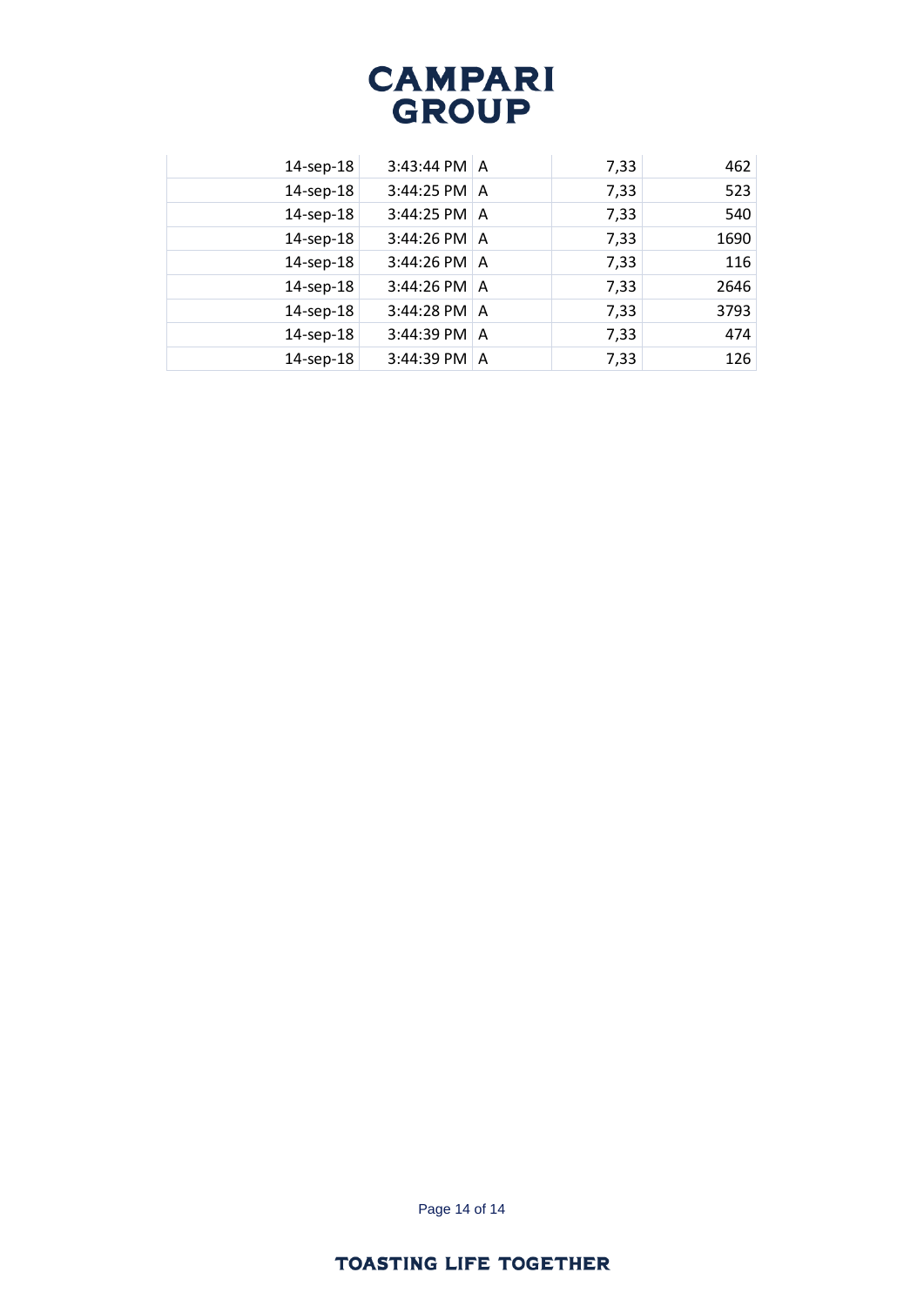| | | | | |
|---|---|---|---|---|
| 14-sep-18 | 3:43:44 PM | A | 7,33 | 462 |
| 14-sep-18 | 3:44:25 PM | A | 7,33 | 523 |
| 14-sep-18 | 3:44:25 PM | A | 7,33 | 540 |
| 14-sep-18 | 3:44:26 PM | A | 7,33 | 1690 |
| 14-sep-18 | 3:44:26 PM | A | 7,33 | 116 |
| 14-sep-18 | 3:44:26 PM | A | 7,33 | 2646 |
| 14-sep-18 | 3:44:28 PM | A | 7,33 | 3793 |
| 14-sep-18 | 3:44:39 PM | A | 7,33 | 474 |
| 14-sep-18 | 3:44:39 PM | A | 7,33 | 126 |